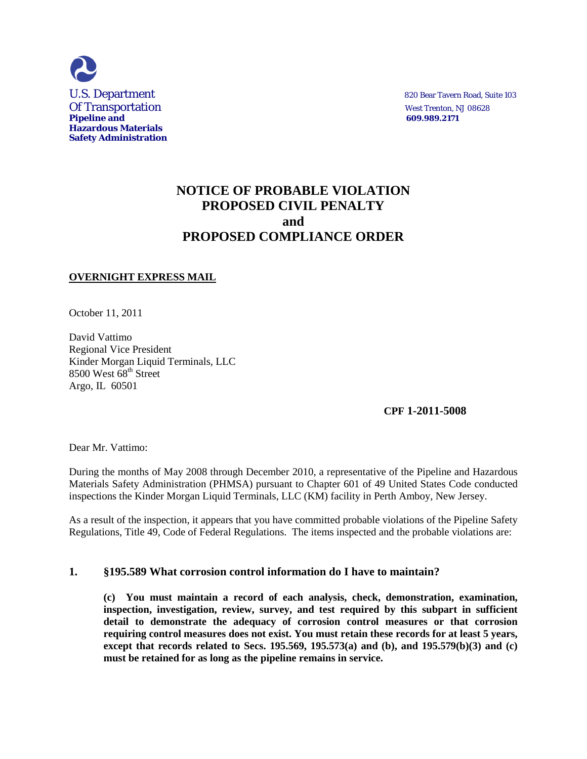U.S. Department
Of Transportation
**Pipeline and Hazardous Materials Safety Administration**

820 Bear Tavern Road, Suite 103
West Trenton, NJ 08628
**609.989.2171**

# NOTICE OF PROBABLE VIOLATION PROPOSED CIVIL PENALTY and PROPOSED COMPLIANCE ORDER

**OVERNIGHT EXPRESS MAIL**

October 11, 2011

David Vattimo
Regional Vice President
Kinder Morgan Liquid Terminals, LLC
8500 West 68th Street
Argo, IL 60501

**CPF 1-2011-5008**

Dear Mr. Vattimo:

During the months of May 2008 through December 2010, a representative of the Pipeline and Hazardous Materials Safety Administration (PHMSA) pursuant to Chapter 601 of 49 United States Code conducted inspections the Kinder Morgan Liquid Terminals, LLC (KM) facility in Perth Amboy, New Jersey.

As a result of the inspection, it appears that you have committed probable violations of the Pipeline Safety Regulations, Title 49, Code of Federal Regulations. The items inspected and the probable violations are:

### 1. §195.589 What corrosion control information do I have to maintain?

**(c) You must maintain a record of each analysis, check, demonstration, examination, inspection, investigation, review, survey, and test required by this subpart in sufficient detail to demonstrate the adequacy of corrosion control measures or that corrosion requiring control measures does not exist. You must retain these records for at least 5 years, except that records related to Secs. 195.569, 195.573(a) and (b), and 195.579(b)(3) and (c) must be retained for as long as the pipeline remains in service.**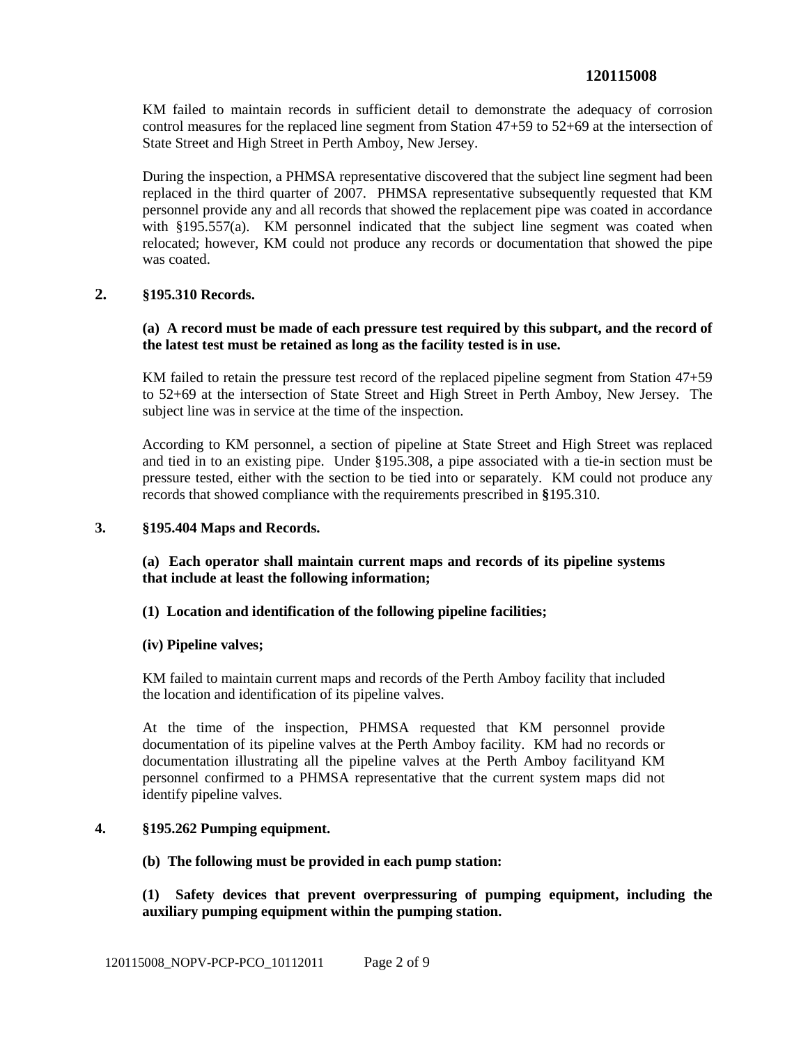KM failed to maintain records in sufficient detail to demonstrate the adequacy of corrosion control measures for the replaced line segment from Station 47+59 to 52+69 at the intersection of State Street and High Street in Perth Amboy, New Jersey.

During the inspection, a PHMSA representative discovered that the subject line segment had been replaced in the third quarter of 2007. PHMSA representative subsequently requested that KM personnel provide any and all records that showed the replacement pipe was coated in accordance with §195.557(a). KM personnel indicated that the subject line segment was coated when relocated; however, KM could not produce any records or documentation that showed the pipe was coated.

**2. §195.310 Records.**

**(a) A record must be made of each pressure test required by this subpart, and the record of the latest test must be retained as long as the facility tested is in use.**

KM failed to retain the pressure test record of the replaced pipeline segment from Station 47+59 to 52+69 at the intersection of State Street and High Street in Perth Amboy, New Jersey. The subject line was in service at the time of the inspection.

According to KM personnel, a section of pipeline at State Street and High Street was replaced and tied in to an existing pipe. Under §195.308, a pipe associated with a tie-in section must be pressure tested, either with the section to be tied into or separately. KM could not produce any records that showed compliance with the requirements prescribed in **§**195.310.

**3. §195.404 Maps and Records.**

**(a) Each operator shall maintain current maps and records of its pipeline systems that include at least the following information;**

**(1) Location and identification of the following pipeline facilities;**

**(iv) Pipeline valves;**

KM failed to maintain current maps and records of the Perth Amboy facility that included the location and identification of its pipeline valves.

At the time of the inspection, PHMSA requested that KM personnel provide documentation of its pipeline valves at the Perth Amboy facility. KM had no records or documentation illustrating all the pipeline valves at the Perth Amboy facilityand KM personnel confirmed to a PHMSA representative that the current system maps did not identify pipeline valves.

**4. §195.262 Pumping equipment.**

**(b) The following must be provided in each pump station:**

**(1) Safety devices that prevent overpressuring of pumping equipment, including the auxiliary pumping equipment within the pumping station.**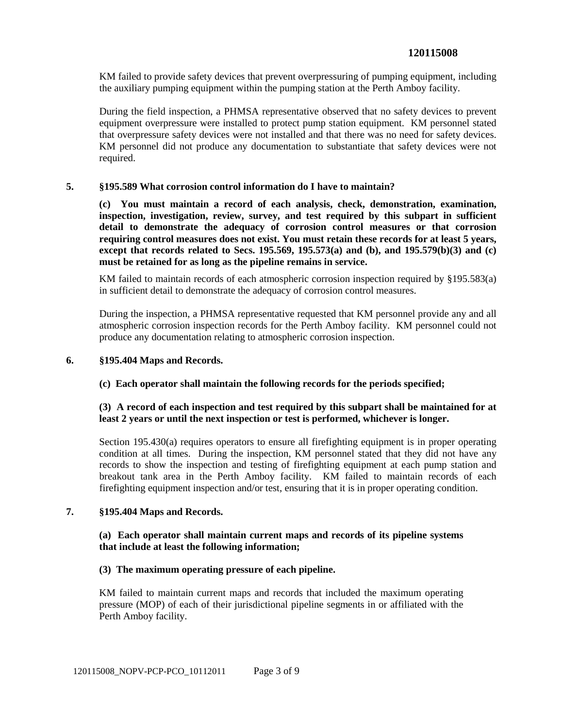KM failed to provide safety devices that prevent overpressuring of pumping equipment, including the auxiliary pumping equipment within the pumping station at the Perth Amboy facility.

During the field inspection, a PHMSA representative observed that no safety devices to prevent equipment overpressure were installed to protect pump station equipment. KM personnel stated that overpressure safety devices were not installed and that there was no need for safety devices. KM personnel did not produce any documentation to substantiate that safety devices were not required.

**5. §195.589 What corrosion control information do I have to maintain?**

**(c) You must maintain a record of each analysis, check, demonstration, examination, inspection, investigation, review, survey, and test required by this subpart in sufficient detail to demonstrate the adequacy of corrosion control measures or that corrosion requiring control measures does not exist. You must retain these records for at least 5 years, except that records related to Secs. 195.569, 195.573(a) and (b), and 195.579(b)(3) and (c) must be retained for as long as the pipeline remains in service.**

KM failed to maintain records of each atmospheric corrosion inspection required by §195.583(a) in sufficient detail to demonstrate the adequacy of corrosion control measures.

During the inspection, a PHMSA representative requested that KM personnel provide any and all atmospheric corrosion inspection records for the Perth Amboy facility. KM personnel could not produce any documentation relating to atmospheric corrosion inspection.

**6. §195.404 Maps and Records.**

**(c) Each operator shall maintain the following records for the periods specified;**

**(3) A record of each inspection and test required by this subpart shall be maintained for at least 2 years or until the next inspection or test is performed, whichever is longer.**

Section 195.430(a) requires operators to ensure all firefighting equipment is in proper operating condition at all times. During the inspection, KM personnel stated that they did not have any records to show the inspection and testing of firefighting equipment at each pump station and breakout tank area in the Perth Amboy facility. KM failed to maintain records of each firefighting equipment inspection and/or test, ensuring that it is in proper operating condition.

**7. §195.404 Maps and Records.**

**(a) Each operator shall maintain current maps and records of its pipeline systems that include at least the following information;**

**(3) The maximum operating pressure of each pipeline.**

KM failed to maintain current maps and records that included the maximum operating pressure (MOP) of each of their jurisdictional pipeline segments in or affiliated with the Perth Amboy facility.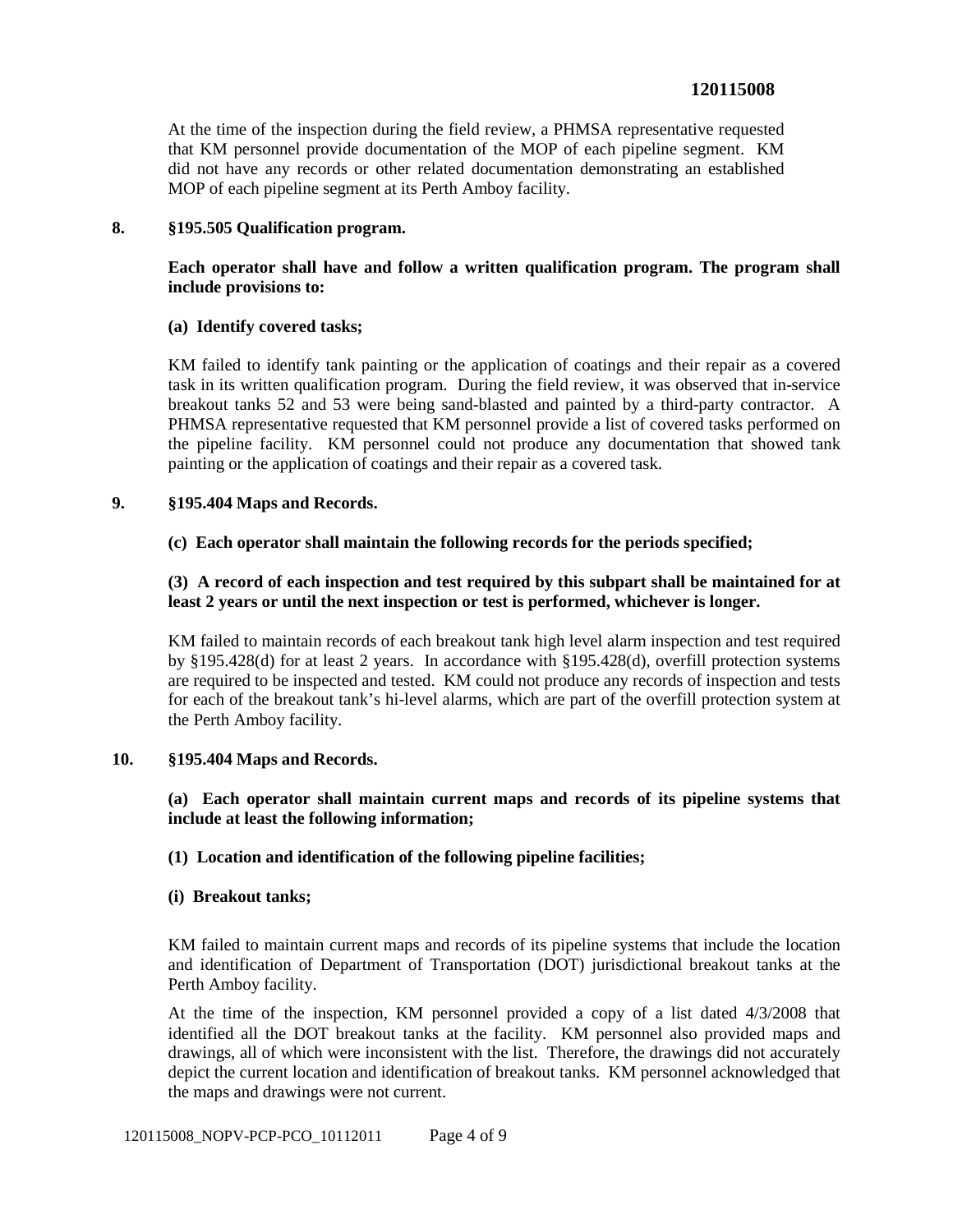At the time of the inspection during the field review, a PHMSA representative requested that KM personnel provide documentation of the MOP of each pipeline segment. KM did not have any records or other related documentation demonstrating an established MOP of each pipeline segment at its Perth Amboy facility.

**8. §195.505 Qualification program.**

**Each operator shall have and follow a written qualification program. The program shall include provisions to:**

**(a) Identify covered tasks;**

KM failed to identify tank painting or the application of coatings and their repair as a covered task in its written qualification program. During the field review, it was observed that in-service breakout tanks 52 and 53 were being sand-blasted and painted by a third-party contractor. A PHMSA representative requested that KM personnel provide a list of covered tasks performed on the pipeline facility. KM personnel could not produce any documentation that showed tank painting or the application of coatings and their repair as a covered task.

**9. §195.404 Maps and Records.**

**(c) Each operator shall maintain the following records for the periods specified;**

**(3) A record of each inspection and test required by this subpart shall be maintained for at least 2 years or until the next inspection or test is performed, whichever is longer.**

KM failed to maintain records of each breakout tank high level alarm inspection and test required by §195.428(d) for at least 2 years. In accordance with §195.428(d), overfill protection systems are required to be inspected and tested. KM could not produce any records of inspection and tests for each of the breakout tank's hi-level alarms, which are part of the overfill protection system at the Perth Amboy facility.

**10. §195.404 Maps and Records.**

**(a) Each operator shall maintain current maps and records of its pipeline systems that include at least the following information;**

**(1) Location and identification of the following pipeline facilities;**

**(i) Breakout tanks;**

KM failed to maintain current maps and records of its pipeline systems that include the location and identification of Department of Transportation (DOT) jurisdictional breakout tanks at the Perth Amboy facility.

At the time of the inspection, KM personnel provided a copy of a list dated 4/3/2008 that identified all the DOT breakout tanks at the facility. KM personnel also provided maps and drawings, all of which were inconsistent with the list. Therefore, the drawings did not accurately depict the current location and identification of breakout tanks. KM personnel acknowledged that the maps and drawings were not current.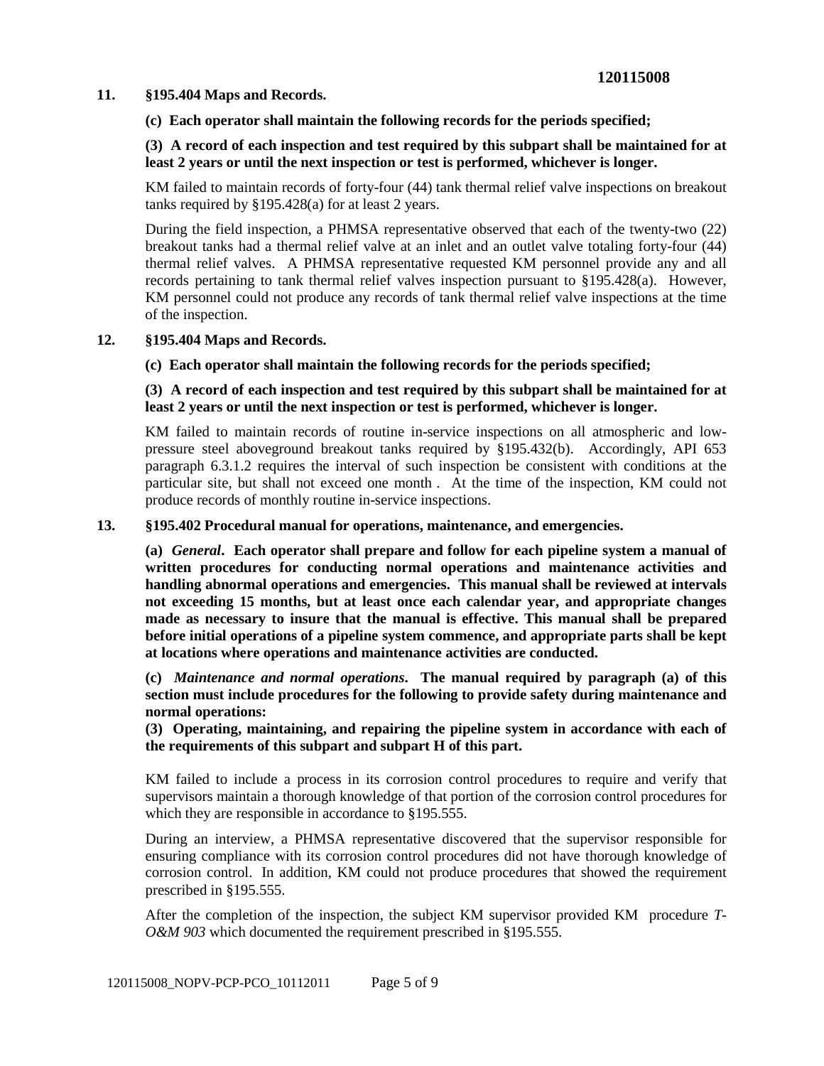**11. §195.404 Maps and Records.**

**(c) Each operator shall maintain the following records for the periods specified;**

**(3) A record of each inspection and test required by this subpart shall be maintained for at least 2 years or until the next inspection or test is performed, whichever is longer.**

KM failed to maintain records of forty-four (44) tank thermal relief valve inspections on breakout tanks required by §195.428(a) for at least 2 years.

During the field inspection, a PHMSA representative observed that each of the twenty-two (22) breakout tanks had a thermal relief valve at an inlet and an outlet valve totaling forty-four (44) thermal relief valves. A PHMSA representative requested KM personnel provide any and all records pertaining to tank thermal relief valves inspection pursuant to §195.428(a). However, KM personnel could not produce any records of tank thermal relief valve inspections at the time of the inspection.

**12. §195.404 Maps and Records.**

**(c) Each operator shall maintain the following records for the periods specified;**

**(3) A record of each inspection and test required by this subpart shall be maintained for at least 2 years or until the next inspection or test is performed, whichever is longer.**

KM failed to maintain records of routine in-service inspections on all atmospheric and low-pressure steel aboveground breakout tanks required by §195.432(b). Accordingly, API 653 paragraph 6.3.1.2 requires the interval of such inspection be consistent with conditions at the particular site, but shall not exceed one month . At the time of the inspection, KM could not produce records of monthly routine in-service inspections.

**13. §195.402 Procedural manual for operations, maintenance, and emergencies.**

**(a) *General*. Each operator shall prepare and follow for each pipeline system a manual of written procedures for conducting normal operations and maintenance activities and handling abnormal operations and emergencies. This manual shall be reviewed at intervals not exceeding 15 months, but at least once each calendar year, and appropriate changes made as necessary to insure that the manual is effective. This manual shall be prepared before initial operations of a pipeline system commence, and appropriate parts shall be kept at locations where operations and maintenance activities are conducted.**

**(c) *Maintenance and normal operations*. The manual required by paragraph (a) of this section must include procedures for the following to provide safety during maintenance and normal operations:**

**(3) Operating, maintaining, and repairing the pipeline system in accordance with each of the requirements of this subpart and subpart H of this part.**

KM failed to include a process in its corrosion control procedures to require and verify that supervisors maintain a thorough knowledge of that portion of the corrosion control procedures for which they are responsible in accordance to §195.555.

During an interview, a PHMSA representative discovered that the supervisor responsible for ensuring compliance with its corrosion control procedures did not have thorough knowledge of corrosion control. In addition, KM could not produce procedures that showed the requirement prescribed in §195.555.

After the completion of the inspection, the subject KM supervisor provided KM procedure *T-O&M 903* which documented the requirement prescribed in §195.555.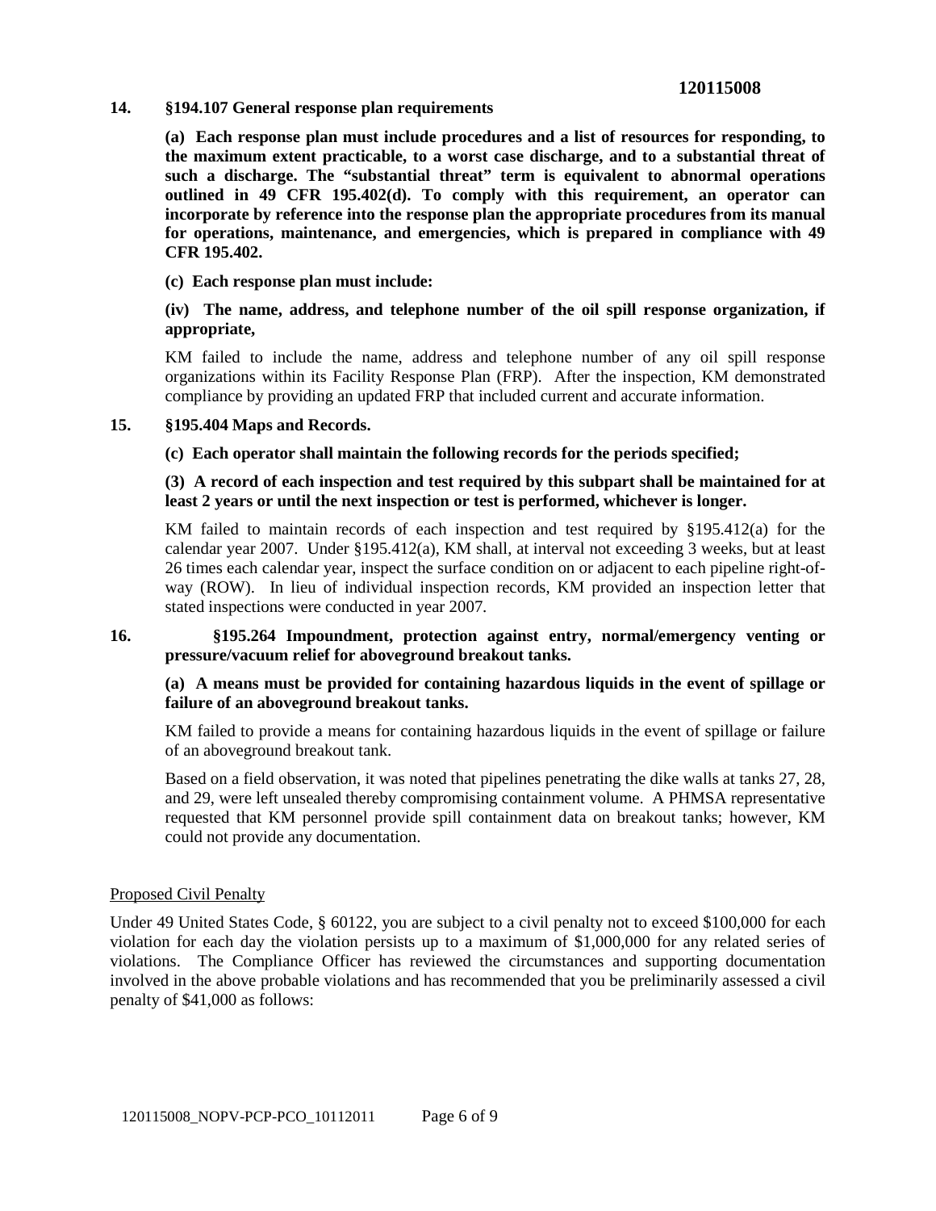**14. §194.107 General response plan requirements**

**(a) Each response plan must include procedures and a list of resources for responding, to the maximum extent practicable, to a worst case discharge, and to a substantial threat of such a discharge. The "substantial threat" term is equivalent to abnormal operations outlined in 49 CFR 195.402(d). To comply with this requirement, an operator can incorporate by reference into the response plan the appropriate procedures from its manual for operations, maintenance, and emergencies, which is prepared in compliance with 49 CFR 195.402.**

**(c) Each response plan must include:**

**(iv) The name, address, and telephone number of the oil spill response organization, if appropriate,**

KM failed to include the name, address and telephone number of any oil spill response organizations within its Facility Response Plan (FRP). After the inspection, KM demonstrated compliance by providing an updated FRP that included current and accurate information.

**15. §195.404 Maps and Records.**

**(c) Each operator shall maintain the following records for the periods specified;**

**(3) A record of each inspection and test required by this subpart shall be maintained for at least 2 years or until the next inspection or test is performed, whichever is longer.**

KM failed to maintain records of each inspection and test required by §195.412(a) for the calendar year 2007. Under §195.412(a), KM shall, at interval not exceeding 3 weeks, but at least 26 times each calendar year, inspect the surface condition on or adjacent to each pipeline right-of-way (ROW). In lieu of individual inspection records, KM provided an inspection letter that stated inspections were conducted in year 2007.

**16. §195.264 Impoundment, protection against entry, normal/emergency venting or pressure/vacuum relief for aboveground breakout tanks.**

**(a) A means must be provided for containing hazardous liquids in the event of spillage or failure of an aboveground breakout tanks.**

KM failed to provide a means for containing hazardous liquids in the event of spillage or failure of an aboveground breakout tank.

Based on a field observation, it was noted that pipelines penetrating the dike walls at tanks 27, 28, and 29, were left unsealed thereby compromising containment volume. A PHMSA representative requested that KM personnel provide spill containment data on breakout tanks; however, KM could not provide any documentation.

Proposed Civil Penalty

Under 49 United States Code, § 60122, you are subject to a civil penalty not to exceed $100,000 for each violation for each day the violation persists up to a maximum of $1,000,000 for any related series of violations. The Compliance Officer has reviewed the circumstances and supporting documentation involved in the above probable violations and has recommended that you be preliminarily assessed a civil penalty of $41,000 as follows: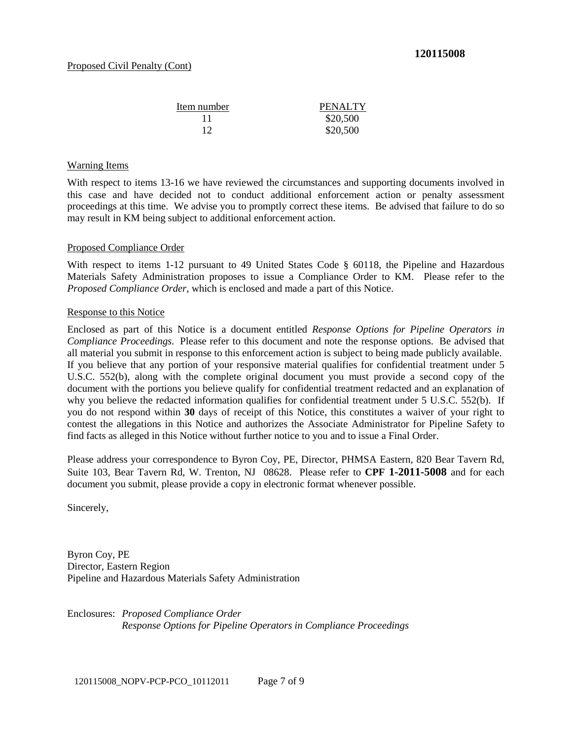Proposed Civil Penalty (Cont)

| Item number | PENALTY |
|---|---|
| 11 | $20,500 |
| 12 | $20,500 |

Warning Items

With respect to items 13-16 we have reviewed the circumstances and supporting documents involved in this case and have decided not to conduct additional enforcement action or penalty assessment proceedings at this time. We advise you to promptly correct these items. Be advised that failure to do so may result in KM being subject to additional enforcement action.

Proposed Compliance Order

With respect to items 1-12 pursuant to 49 United States Code § 60118, the Pipeline and Hazardous Materials Safety Administration proposes to issue a Compliance Order to KM. Please refer to the *Proposed Compliance Order*, which is enclosed and made a part of this Notice.

Response to this Notice

Enclosed as part of this Notice is a document entitled *Response Options for Pipeline Operators in Compliance Proceedings*. Please refer to this document and note the response options. Be advised that all material you submit in response to this enforcement action is subject to being made publicly available. If you believe that any portion of your responsive material qualifies for confidential treatment under 5 U.S.C. 552(b), along with the complete original document you must provide a second copy of the document with the portions you believe qualify for confidential treatment redacted and an explanation of why you believe the redacted information qualifies for confidential treatment under 5 U.S.C. 552(b). If you do not respond within **30** days of receipt of this Notice, this constitutes a waiver of your right to contest the allegations in this Notice and authorizes the Associate Administrator for Pipeline Safety to find facts as alleged in this Notice without further notice to you and to issue a Final Order.

Please address your correspondence to Byron Coy, PE, Director, PHMSA Eastern, 820 Bear Tavern Rd, Suite 103, Bear Tavern Rd, W. Trenton, NJ 08628. Please refer to **CPF 1-2011-5008** and for each document you submit, please provide a copy in electronic format whenever possible.

Sincerely,

Byron Coy, PE
Director, Eastern Region
Pipeline and Hazardous Materials Safety Administration

Enclosures: *Proposed Compliance Order*
*Response Options for Pipeline Operators in Compliance Proceedings*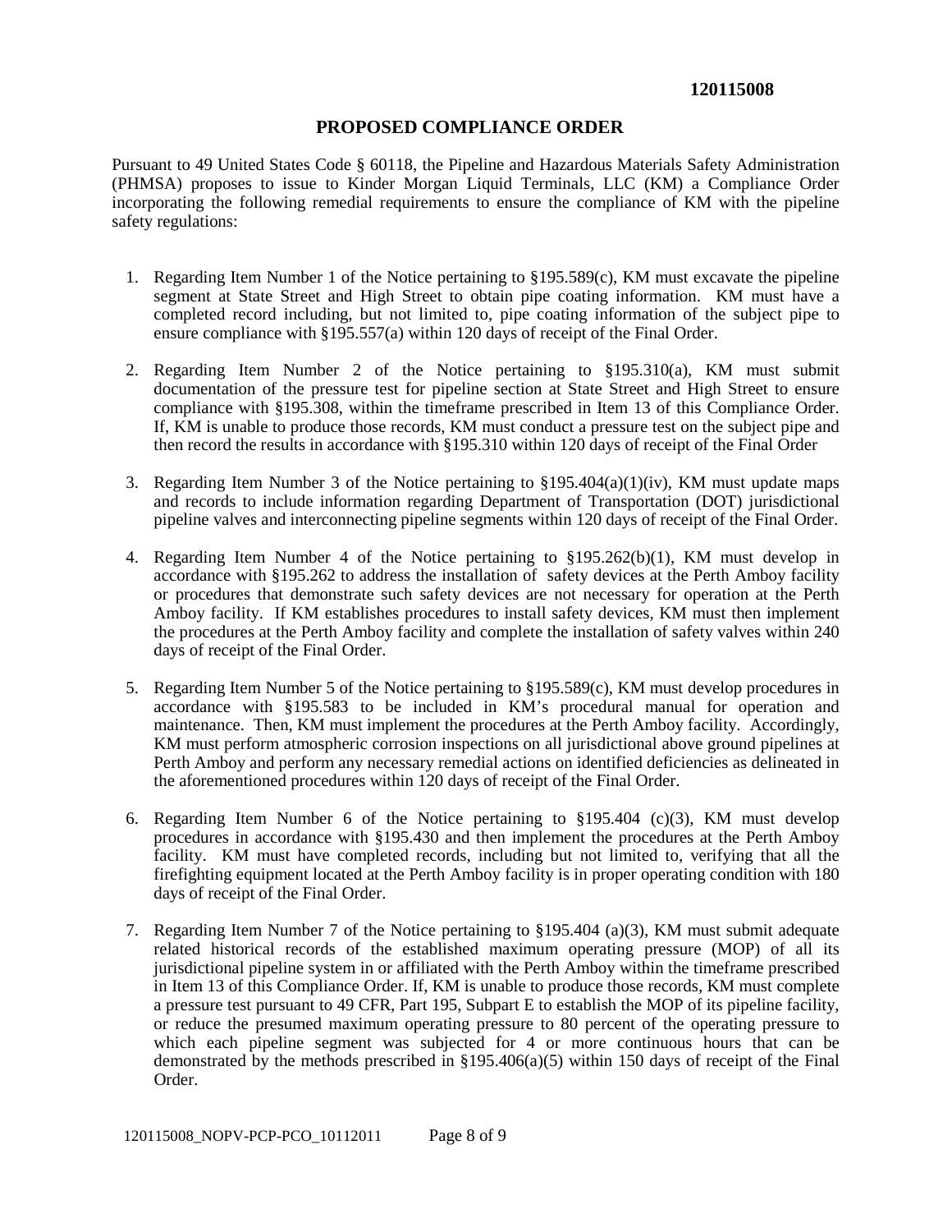**120115008**

## PROPOSED COMPLIANCE ORDER

Pursuant to 49 United States Code § 60118, the Pipeline and Hazardous Materials Safety Administration (PHMSA) proposes to issue to Kinder Morgan Liquid Terminals, LLC (KM) a Compliance Order incorporating the following remedial requirements to ensure the compliance of KM with the pipeline safety regulations:

1. Regarding Item Number 1 of the Notice pertaining to §195.589(c), KM must excavate the pipeline segment at State Street and High Street to obtain pipe coating information. KM must have a completed record including, but not limited to, pipe coating information of the subject pipe to ensure compliance with §195.557(a) within 120 days of receipt of the Final Order.

2. Regarding Item Number 2 of the Notice pertaining to §195.310(a), KM must submit documentation of the pressure test for pipeline section at State Street and High Street to ensure compliance with §195.308, within the timeframe prescribed in Item 13 of this Compliance Order. If, KM is unable to produce those records, KM must conduct a pressure test on the subject pipe and then record the results in accordance with §195.310 within 120 days of receipt of the Final Order

3. Regarding Item Number 3 of the Notice pertaining to §195.404(a)(1)(iv), KM must update maps and records to include information regarding Department of Transportation (DOT) jurisdictional pipeline valves and interconnecting pipeline segments within 120 days of receipt of the Final Order.

4. Regarding Item Number 4 of the Notice pertaining to §195.262(b)(1), KM must develop in accordance with §195.262 to address the installation of safety devices at the Perth Amboy facility or procedures that demonstrate such safety devices are not necessary for operation at the Perth Amboy facility. If KM establishes procedures to install safety devices, KM must then implement the procedures at the Perth Amboy facility and complete the installation of safety valves within 240 days of receipt of the Final Order.

5. Regarding Item Number 5 of the Notice pertaining to §195.589(c), KM must develop procedures in accordance with §195.583 to be included in KM's procedural manual for operation and maintenance. Then, KM must implement the procedures at the Perth Amboy facility. Accordingly, KM must perform atmospheric corrosion inspections on all jurisdictional above ground pipelines at Perth Amboy and perform any necessary remedial actions on identified deficiencies as delineated in the aforementioned procedures within 120 days of receipt of the Final Order.

6. Regarding Item Number 6 of the Notice pertaining to §195.404 (c)(3), KM must develop procedures in accordance with §195.430 and then implement the procedures at the Perth Amboy facility. KM must have completed records, including but not limited to, verifying that all the firefighting equipment located at the Perth Amboy facility is in proper operating condition with 180 days of receipt of the Final Order.

7. Regarding Item Number 7 of the Notice pertaining to §195.404 (a)(3), KM must submit adequate related historical records of the established maximum operating pressure (MOP) of all its jurisdictional pipeline system in or affiliated with the Perth Amboy within the timeframe prescribed in Item 13 of this Compliance Order. If, KM is unable to produce those records, KM must complete a pressure test pursuant to 49 CFR, Part 195, Subpart E to establish the MOP of its pipeline facility, or reduce the presumed maximum operating pressure to 80 percent of the operating pressure to which each pipeline segment was subjected for 4 or more continuous hours that can be demonstrated by the methods prescribed in §195.406(a)(5) within 150 days of receipt of the Final Order.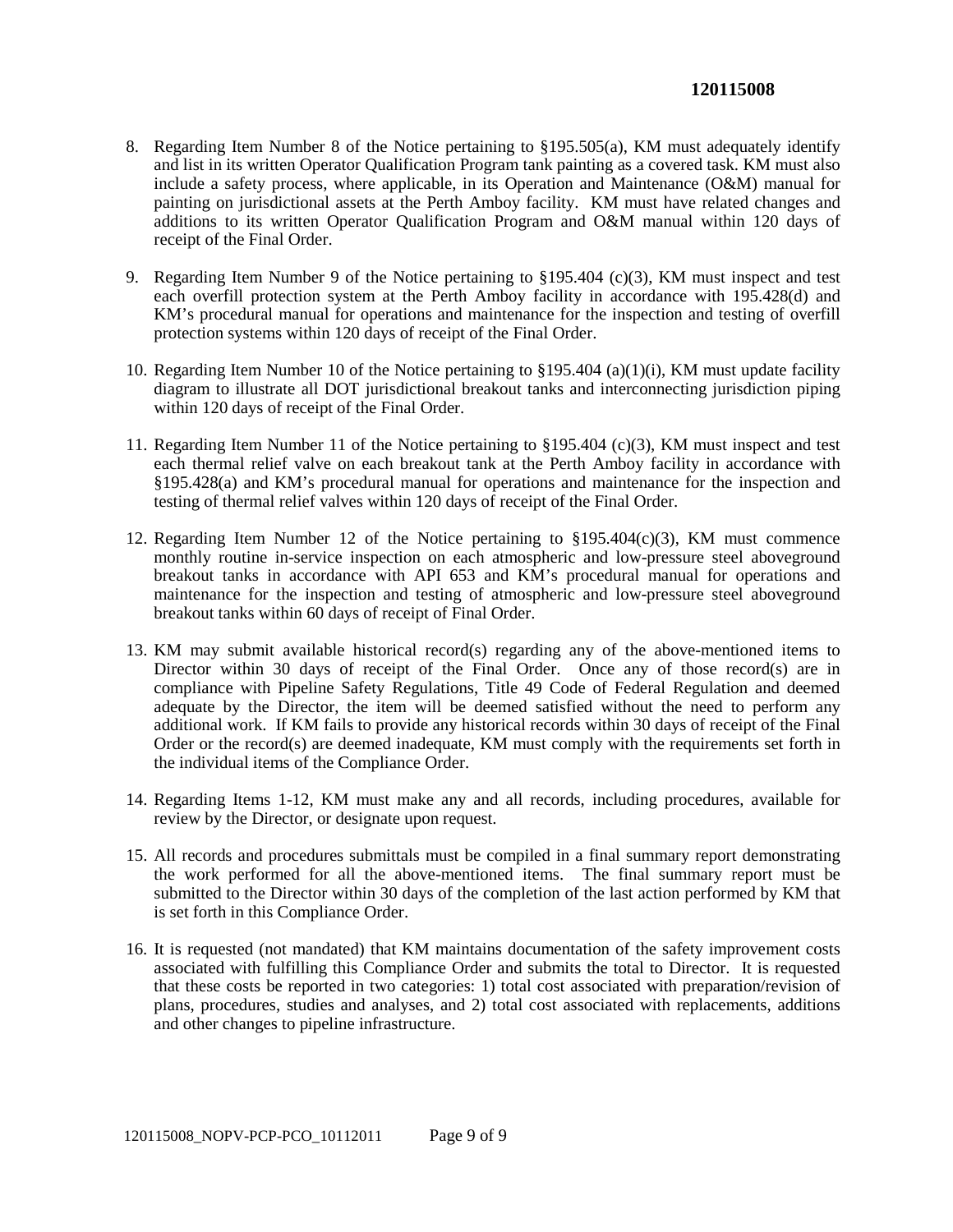8. Regarding Item Number 8 of the Notice pertaining to §195.505(a), KM must adequately identify and list in its written Operator Qualification Program tank painting as a covered task. KM must also include a safety process, where applicable, in its Operation and Maintenance (O&M) manual for painting on jurisdictional assets at the Perth Amboy facility. KM must have related changes and additions to its written Operator Qualification Program and O&M manual within 120 days of receipt of the Final Order.

9. Regarding Item Number 9 of the Notice pertaining to §195.404 (c)(3), KM must inspect and test each overfill protection system at the Perth Amboy facility in accordance with 195.428(d) and KM's procedural manual for operations and maintenance for the inspection and testing of overfill protection systems within 120 days of receipt of the Final Order.

10. Regarding Item Number 10 of the Notice pertaining to §195.404 (a)(1)(i), KM must update facility diagram to illustrate all DOT jurisdictional breakout tanks and interconnecting jurisdiction piping within 120 days of receipt of the Final Order.

11. Regarding Item Number 11 of the Notice pertaining to §195.404 (c)(3), KM must inspect and test each thermal relief valve on each breakout tank at the Perth Amboy facility in accordance with §195.428(a) and KM's procedural manual for operations and maintenance for the inspection and testing of thermal relief valves within 120 days of receipt of the Final Order.

12. Regarding Item Number 12 of the Notice pertaining to §195.404(c)(3), KM must commence monthly routine in-service inspection on each atmospheric and low-pressure steel aboveground breakout tanks in accordance with API 653 and KM's procedural manual for operations and maintenance for the inspection and testing of atmospheric and low-pressure steel aboveground breakout tanks within 60 days of receipt of Final Order.

13. KM may submit available historical record(s) regarding any of the above-mentioned items to Director within 30 days of receipt of the Final Order. Once any of those record(s) are in compliance with Pipeline Safety Regulations, Title 49 Code of Federal Regulation and deemed adequate by the Director, the item will be deemed satisfied without the need to perform any additional work. If KM fails to provide any historical records within 30 days of receipt of the Final Order or the record(s) are deemed inadequate, KM must comply with the requirements set forth in the individual items of the Compliance Order.

14. Regarding Items 1-12, KM must make any and all records, including procedures, available for review by the Director, or designate upon request.

15. All records and procedures submittals must be compiled in a final summary report demonstrating the work performed for all the above-mentioned items. The final summary report must be submitted to the Director within 30 days of the completion of the last action performed by KM that is set forth in this Compliance Order.

16. It is requested (not mandated) that KM maintains documentation of the safety improvement costs associated with fulfilling this Compliance Order and submits the total to Director. It is requested that these costs be reported in two categories: 1) total cost associated with preparation/revision of plans, procedures, studies and analyses, and 2) total cost associated with replacements, additions and other changes to pipeline infrastructure.